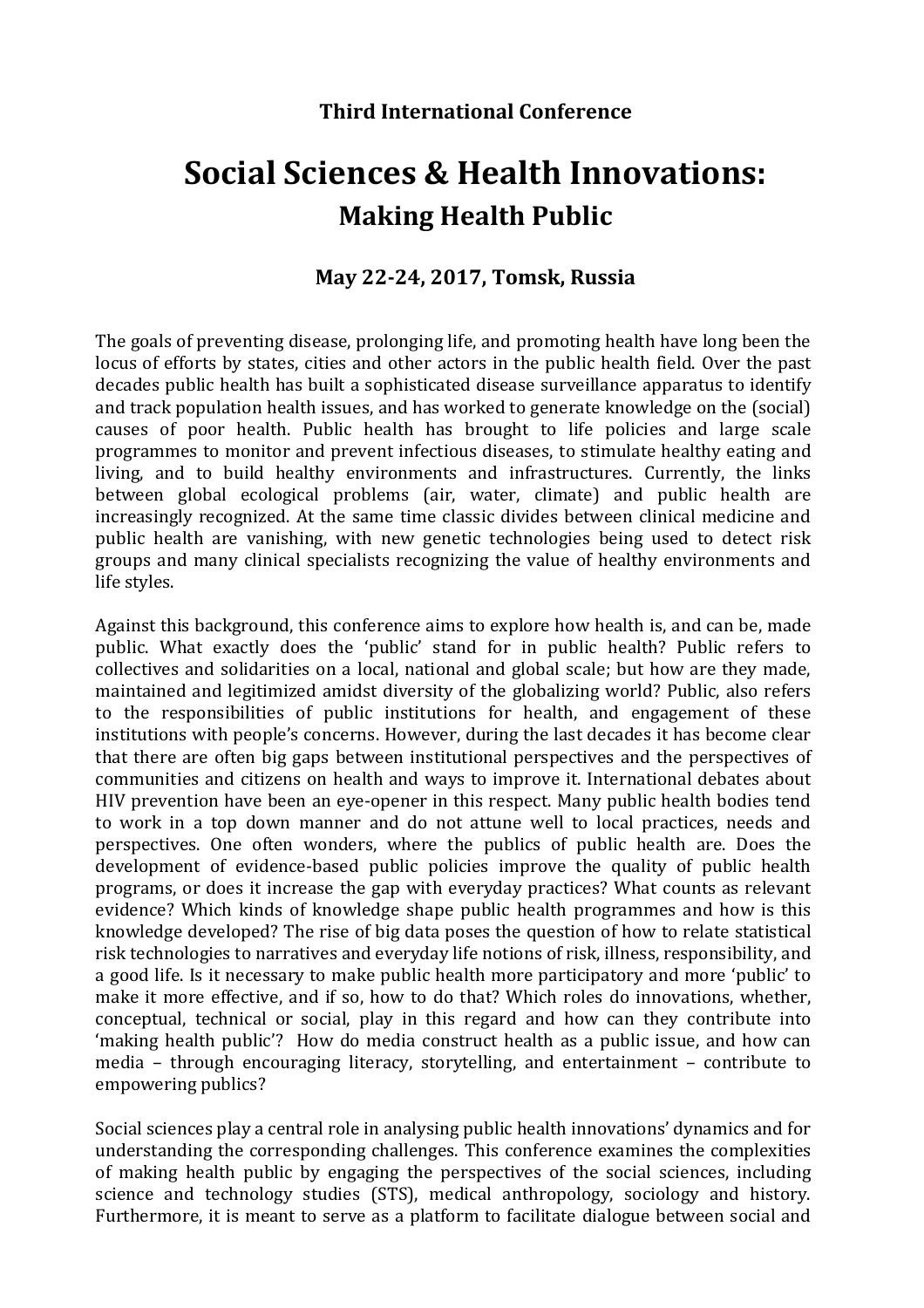**Third International Conference**

# Social Sciences & Health Innovations:

## Making Health Public

### May 22-24, 2017, Tomsk, Russia

The goals of preventing disease, prolonging life, and promoting health have long been the locus of efforts by states, cities and other actors in the public health field. Over the past decades public health has built a sophisticated disease surveillance apparatus to identify and track population health issues, and has worked to generate knowledge on the (social) causes of poor health. Public health has brought to life policies and large scale programmes to monitor and prevent infectious diseases, to stimulate healthy eating and living, and to build healthy environments and infrastructures. Currently, the links between global ecological problems (air, water, climate) and public health are increasingly recognized. At the same time classic divides between clinical medicine and public health are vanishing, with new genetic technologies being used to detect risk groups and many clinical specialists recognizing the value of healthy environments and life styles.

Against this background, this conference aims to explore how health is, and can be, made public. What exactly does the 'public' stand for in public health? Public refers to collectives and solidarities on a local, national and global scale; but how are they made, maintained and legitimized amidst diversity of the globalizing world? Public, also refers to the responsibilities of public institutions for health, and engagement of these institutions with people's concerns. However, during the last decades it has become clear that there are often big gaps between institutional perspectives and the perspectives of communities and citizens on health and ways to improve it. International debates about HIV prevention have been an eye-opener in this respect. Many public health bodies tend to work in a top down manner and do not attune well to local practices, needs and perspectives. One often wonders, where the publics of public health are. Does the development of evidence-based public policies improve the quality of public health programs, or does it increase the gap with everyday practices? What counts as relevant evidence? Which kinds of knowledge shape public health programmes and how is this knowledge developed? The rise of big data poses the question of how to relate statistical risk technologies to narratives and everyday life notions of risk, illness, responsibility, and a good life. Is it necessary to make public health more participatory and more 'public' to make it more effective, and if so, how to do that? Which roles do innovations, whether, conceptual, technical or social, play in this regard and how can they contribute into 'making health public'? How do media construct health as a public issue, and how can media – through encouraging literacy, storytelling, and entertainment – contribute to empowering publics?

Social sciences play a central role in analysing public health innovations' dynamics and for understanding the corresponding challenges. This conference examines the complexities of making health public by engaging the perspectives of the social sciences, including science and technology studies (STS), medical anthropology, sociology and history. Furthermore, it is meant to serve as a platform to facilitate dialogue between social and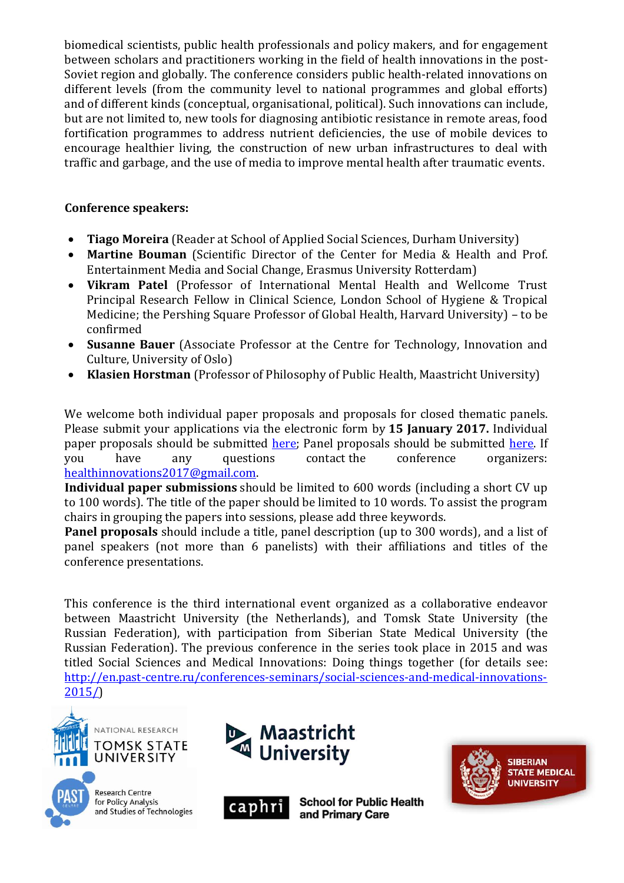biomedical scientists, public health professionals and policy makers, and for engagement between scholars and practitioners working in the field of health innovations in the post-Soviet region and globally. The conference considers public health-related innovations on different levels (from the community level to national programmes and global efforts) and of different kinds (conceptual, organisational, political). Such innovations can include, but are not limited to, new tools for diagnosing antibiotic resistance in remote areas, food fortification programmes to address nutrient deficiencies, the use of mobile devices to encourage healthier living, the construction of new urban infrastructures to deal with traffic and garbage, and the use of media to improve mental health after traumatic events.

**Conference speakers:**

- **Tiago Moreira** (Reader at School of Applied Social Sciences, Durham University)
- **Martine Bouman** (Scientific Director of the Center for Media & Health and Prof. Entertainment Media and Social Change, Erasmus University Rotterdam)
- **Vikram Patel** (Professor of International Mental Health and Wellcome Trust Principal Research Fellow in Clinical Science, London School of Hygiene & Tropical Medicine; the Pershing Square Professor of Global Health, Harvard University) – to be confirmed
- **Susanne Bauer** (Associate Professor at the Centre for Technology, Innovation and Culture, University of Oslo)
- **Klasien Horstman** (Professor of Philosophy of Public Health, Maastricht University)

We welcome both individual paper proposals and proposals for closed thematic panels. Please submit your applications via the electronic form by **15 January 2017.** Individual paper proposals should be submitted here; Panel proposals should be submitted here. If you have any questions contact the conference organizers: healthinnovations2017@gmail.com.

**Individual paper submissions** should be limited to 600 words (including a short CV up to 100 words). The title of the paper should be limited to 10 words. To assist the program chairs in grouping the papers into sessions, please add three keywords.

**Panel proposals** should include a title, panel description (up to 300 words), and a list of panel speakers (not more than 6 panelists) with their affiliations and titles of the conference presentations.

This conference is the third international event organized as a collaborative endeavor between Maastricht University (the Netherlands), and Tomsk State University (the Russian Federation), with participation from Siberian State Medical University (the Russian Federation). The previous conference in the series took place in 2015 and was titled Social Sciences and Medical Innovations: Doing things together (for details see: http://en.past-centre.ru/conferences-seminars/social-sciences-and-medical-innovations-2015/)

NATIONAL RESEARCH TOMSK STATE UNIVERSITY

PAST CENTRE Research Centre for Policy Analysis and Studies of Technologies

Maastricht University

caphri School for Public Health and Primary Care

SIBERIAN STATE MEDICAL UNIVERSITY